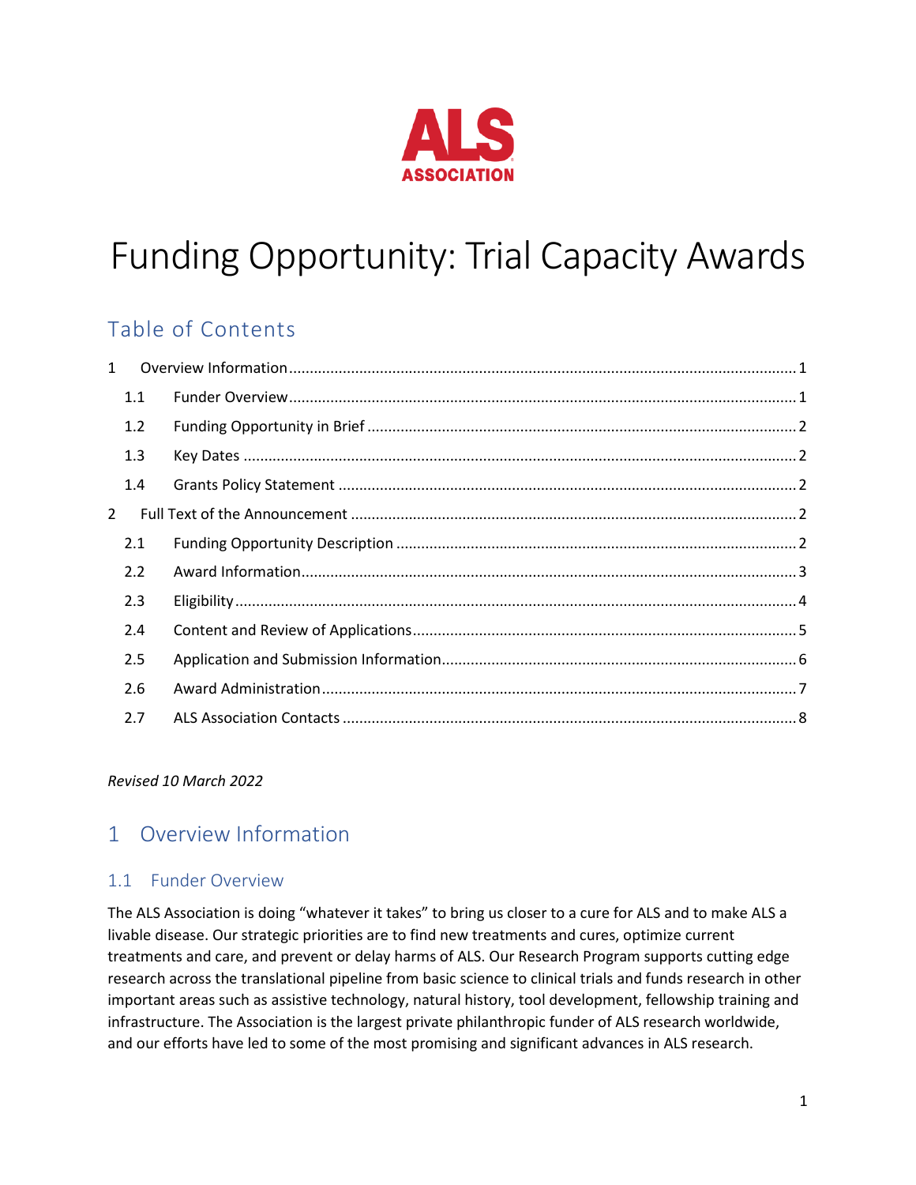ALS ASSOCIATION

# Funding Opportunity: Trial Capacity Awards

## Table of Contents

- 1 Overview Information ........ 1
  - 1.1 Funder Overview ........ 1
  - 1.2 Funding Opportunity in Brief ........ 2
  - 1.3 Key Dates ........ 2
  - 1.4 Grants Policy Statement ........ 2
- 2 Full Text of the Announcement ........ 2
  - 2.1 Funding Opportunity Description ........ 2
  - 2.2 Award Information ........ 3
  - 2.3 Eligibility ........ 4
  - 2.4 Content and Review of Applications ........ 5
  - 2.5 Application and Submission Information ........ 6
  - 2.6 Award Administration ........ 7
  - 2.7 ALS Association Contacts ........ 8

*Revised 10 March 2022*

## 1 Overview Information

### 1.1 Funder Overview

The ALS Association is doing "whatever it takes" to bring us closer to a cure for ALS and to make ALS a livable disease. Our strategic priorities are to find new treatments and cures, optimize current treatments and care, and prevent or delay harms of ALS. Our Research Program supports cutting edge research across the translational pipeline from basic science to clinical trials and funds research in other important areas such as assistive technology, natural history, tool development, fellowship training and infrastructure. The Association is the largest private philanthropic funder of ALS research worldwide, and our efforts have led to some of the most promising and significant advances in ALS research.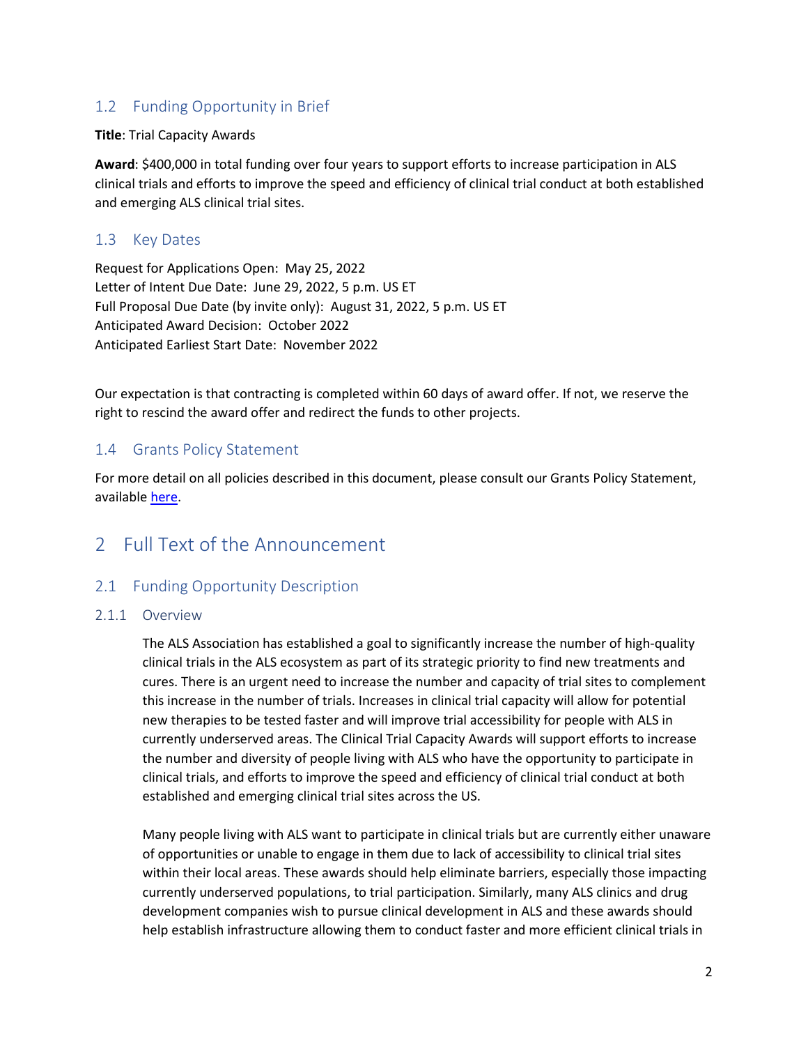## 1.2 Funding Opportunity in Brief

**Title**: Trial Capacity Awards

**Award**: $400,000 in total funding over four years to support efforts to increase participation in ALS clinical trials and efforts to improve the speed and efficiency of clinical trial conduct at both established and emerging ALS clinical trial sites.

## 1.3 Key Dates

Request for Applications Open: May 25, 2022
Letter of Intent Due Date: June 29, 2022, 5 p.m. US ET
Full Proposal Due Date (by invite only): August 31, 2022, 5 p.m. US ET
Anticipated Award Decision: October 2022
Anticipated Earliest Start Date: November 2022

Our expectation is that contracting is completed within 60 days of award offer. If not, we reserve the right to rescind the award offer and redirect the funds to other projects.

## 1.4 Grants Policy Statement

For more detail on all policies described in this document, please consult our Grants Policy Statement, available here.

# 2 Full Text of the Announcement

## 2.1 Funding Opportunity Description

### 2.1.1 Overview

The ALS Association has established a goal to significantly increase the number of high-quality clinical trials in the ALS ecosystem as part of its strategic priority to find new treatments and cures. There is an urgent need to increase the number and capacity of trial sites to complement this increase in the number of trials. Increases in clinical trial capacity will allow for potential new therapies to be tested faster and will improve trial accessibility for people with ALS in currently underserved areas. The Clinical Trial Capacity Awards will support efforts to increase the number and diversity of people living with ALS who have the opportunity to participate in clinical trials, and efforts to improve the speed and efficiency of clinical trial conduct at both established and emerging clinical trial sites across the US.

Many people living with ALS want to participate in clinical trials but are currently either unaware of opportunities or unable to engage in them due to lack of accessibility to clinical trial sites within their local areas. These awards should help eliminate barriers, especially those impacting currently underserved populations, to trial participation. Similarly, many ALS clinics and drug development companies wish to pursue clinical development in ALS and these awards should help establish infrastructure allowing them to conduct faster and more efficient clinical trials in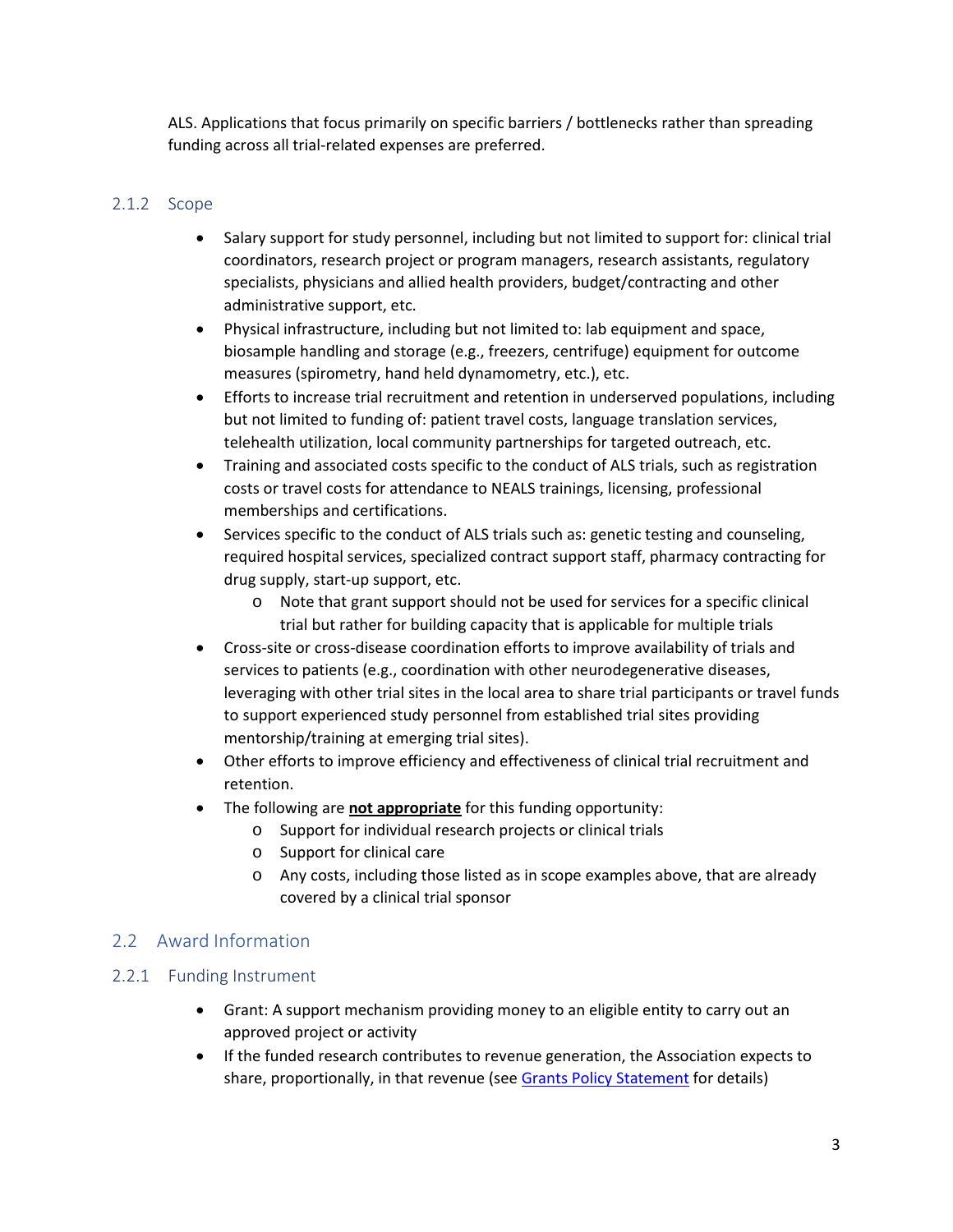ALS. Applications that focus primarily on specific barriers / bottlenecks rather than spreading funding across all trial-related expenses are preferred.

### 2.1.2 Scope

- Salary support for study personnel, including but not limited to support for: clinical trial coordinators, research project or program managers, research assistants, regulatory specialists, physicians and allied health providers, budget/contracting and other administrative support, etc.
- Physical infrastructure, including but not limited to: lab equipment and space, biosample handling and storage (e.g., freezers, centrifuge) equipment for outcome measures (spirometry, hand held dynamometry, etc.), etc.
- Efforts to increase trial recruitment and retention in underserved populations, including but not limited to funding of: patient travel costs, language translation services, telehealth utilization, local community partnerships for targeted outreach, etc.
- Training and associated costs specific to the conduct of ALS trials, such as registration costs or travel costs for attendance to NEALS trainings, licensing, professional memberships and certifications.
- Services specific to the conduct of ALS trials such as: genetic testing and counseling, required hospital services, specialized contract support staff, pharmacy contracting for drug supply, start-up support, etc.
    - Note that grant support should not be used for services for a specific clinical trial but rather for building capacity that is applicable for multiple trials
- Cross-site or cross-disease coordination efforts to improve availability of trials and services to patients (e.g., coordination with other neurodegenerative diseases, leveraging with other trial sites in the local area to share trial participants or travel funds to support experienced study personnel from established trial sites providing mentorship/training at emerging trial sites).
- Other efforts to improve efficiency and effectiveness of clinical trial recruitment and retention.
- The following are **not appropriate** for this funding opportunity:
    - Support for individual research projects or clinical trials
    - Support for clinical care
    - Any costs, including those listed as in scope examples above, that are already covered by a clinical trial sponsor

## 2.2 Award Information

### 2.2.1 Funding Instrument

- Grant: A support mechanism providing money to an eligible entity to carry out an approved project or activity
- If the funded research contributes to revenue generation, the Association expects to share, proportionally, in that revenue (see Grants Policy Statement for details)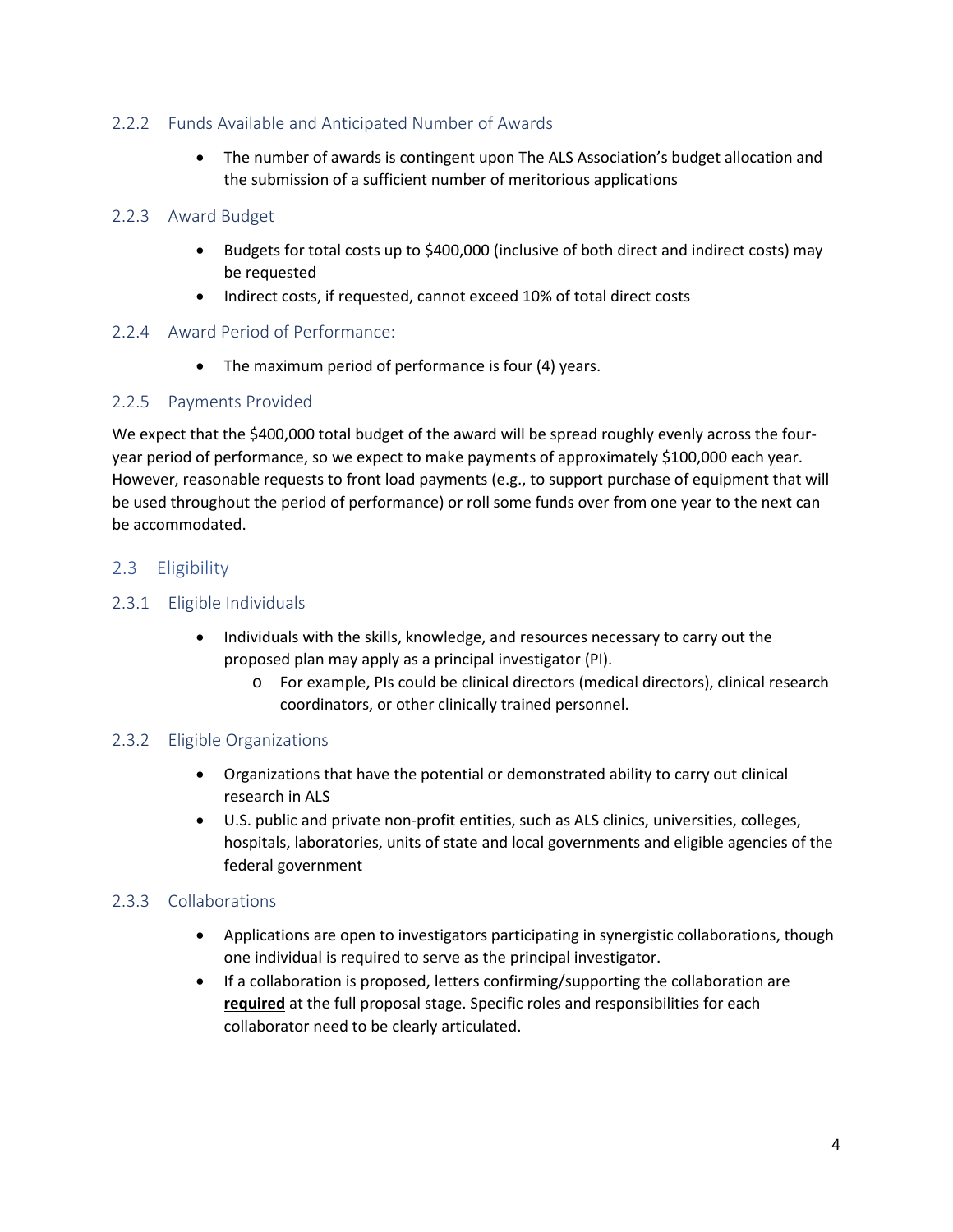### 2.2.2 Funds Available and Anticipated Number of Awards

- The number of awards is contingent upon The ALS Association's budget allocation and the submission of a sufficient number of meritorious applications

### 2.2.3 Award Budget

- Budgets for total costs up to $400,000 (inclusive of both direct and indirect costs) may be requested
- Indirect costs, if requested, cannot exceed 10% of total direct costs

### 2.2.4 Award Period of Performance:

- The maximum period of performance is four (4) years.

### 2.2.5 Payments Provided

We expect that the $400,000 total budget of the award will be spread roughly evenly across the four-year period of performance, so we expect to make payments of approximately $100,000 each year. However, reasonable requests to front load payments (e.g., to support purchase of equipment that will be used throughout the period of performance) or roll some funds over from one year to the next can be accommodated.

## 2.3 Eligibility

### 2.3.1 Eligible Individuals

- Individuals with the skills, knowledge, and resources necessary to carry out the proposed plan may apply as a principal investigator (PI).
  - For example, PIs could be clinical directors (medical directors), clinical research coordinators, or other clinically trained personnel.

### 2.3.2 Eligible Organizations

- Organizations that have the potential or demonstrated ability to carry out clinical research in ALS
- U.S. public and private non-profit entities, such as ALS clinics, universities, colleges, hospitals, laboratories, units of state and local governments and eligible agencies of the federal government

### 2.3.3 Collaborations

- Applications are open to investigators participating in synergistic collaborations, though one individual is required to serve as the principal investigator.
- If a collaboration is proposed, letters confirming/supporting the collaboration are **required** at the full proposal stage. Specific roles and responsibilities for each collaborator need to be clearly articulated.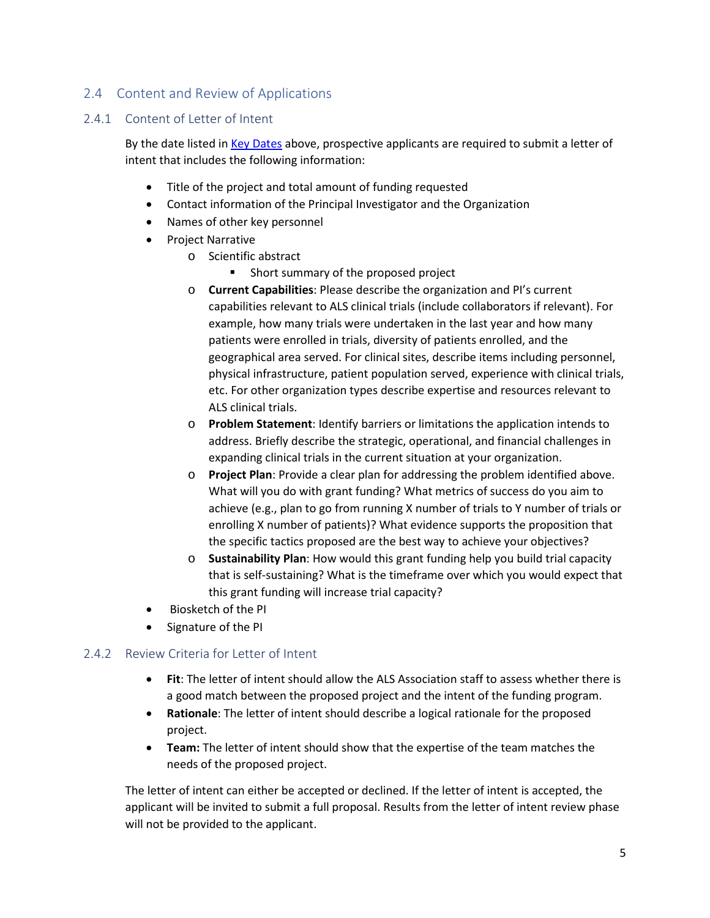## 2.4 Content and Review of Applications

### 2.4.1 Content of Letter of Intent

By the date listed in Key Dates above, prospective applicants are required to submit a letter of intent that includes the following information:

- Title of the project and total amount of funding requested
- Contact information of the Principal Investigator and the Organization
- Names of other key personnel
- Project Narrative
  - Scientific abstract
    - Short summary of the proposed project
  - **Current Capabilities**: Please describe the organization and PI's current capabilities relevant to ALS clinical trials (include collaborators if relevant). For example, how many trials were undertaken in the last year and how many patients were enrolled in trials, diversity of patients enrolled, and the geographical area served. For clinical sites, describe items including personnel, physical infrastructure, patient population served, experience with clinical trials, etc. For other organization types describe expertise and resources relevant to ALS clinical trials.
  - **Problem Statement**: Identify barriers or limitations the application intends to address. Briefly describe the strategic, operational, and financial challenges in expanding clinical trials in the current situation at your organization.
  - **Project Plan**: Provide a clear plan for addressing the problem identified above. What will you do with grant funding? What metrics of success do you aim to achieve (e.g., plan to go from running X number of trials to Y number of trials or enrolling X number of patients)? What evidence supports the proposition that the specific tactics proposed are the best way to achieve your objectives?
  - **Sustainability Plan**: How would this grant funding help you build trial capacity that is self-sustaining? What is the timeframe over which you would expect that this grant funding will increase trial capacity?
- Biosketch of the PI
- Signature of the PI

### 2.4.2 Review Criteria for Letter of Intent

- **Fit**: The letter of intent should allow the ALS Association staff to assess whether there is a good match between the proposed project and the intent of the funding program.
- **Rationale**: The letter of intent should describe a logical rationale for the proposed project.
- **Team:** The letter of intent should show that the expertise of the team matches the needs of the proposed project.

The letter of intent can either be accepted or declined. If the letter of intent is accepted, the applicant will be invited to submit a full proposal. Results from the letter of intent review phase will not be provided to the applicant.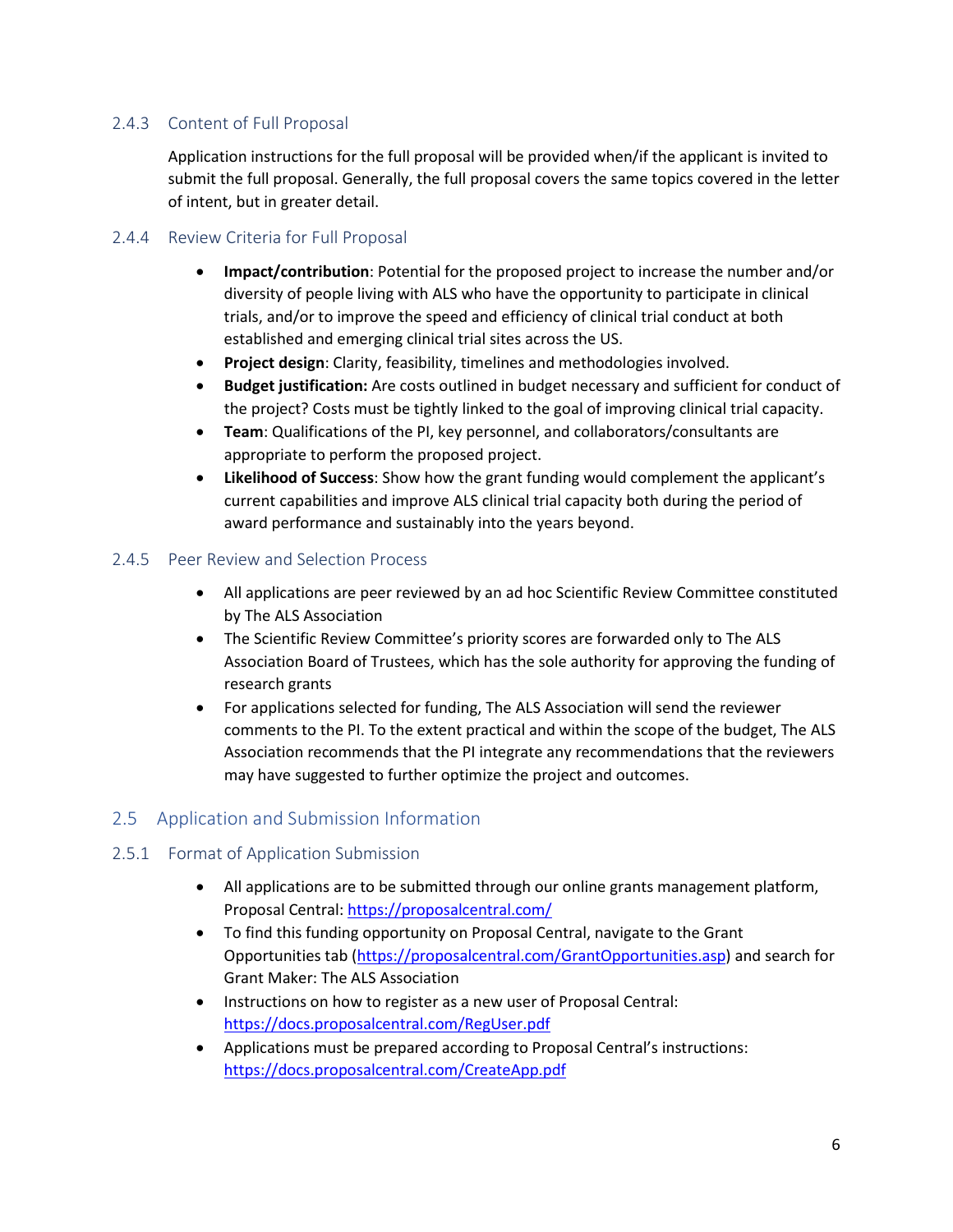### 2.4.3 Content of Full Proposal

Application instructions for the full proposal will be provided when/if the applicant is invited to submit the full proposal. Generally, the full proposal covers the same topics covered in the letter of intent, but in greater detail.

### 2.4.4 Review Criteria for Full Proposal

- **Impact/contribution**: Potential for the proposed project to increase the number and/or diversity of people living with ALS who have the opportunity to participate in clinical trials, and/or to improve the speed and efficiency of clinical trial conduct at both established and emerging clinical trial sites across the US.
- **Project design**: Clarity, feasibility, timelines and methodologies involved.
- **Budget justification:** Are costs outlined in budget necessary and sufficient for conduct of the project? Costs must be tightly linked to the goal of improving clinical trial capacity.
- **Team**: Qualifications of the PI, key personnel, and collaborators/consultants are appropriate to perform the proposed project.
- **Likelihood of Success**: Show how the grant funding would complement the applicant's current capabilities and improve ALS clinical trial capacity both during the period of award performance and sustainably into the years beyond.

### 2.4.5 Peer Review and Selection Process

- All applications are peer reviewed by an ad hoc Scientific Review Committee constituted by The ALS Association
- The Scientific Review Committee's priority scores are forwarded only to The ALS Association Board of Trustees, which has the sole authority for approving the funding of research grants
- For applications selected for funding, The ALS Association will send the reviewer comments to the PI. To the extent practical and within the scope of the budget, The ALS Association recommends that the PI integrate any recommendations that the reviewers may have suggested to further optimize the project and outcomes.

## 2.5 Application and Submission Information

### 2.5.1 Format of Application Submission

- All applications are to be submitted through our online grants management platform, Proposal Central: https://proposalcentral.com/
- To find this funding opportunity on Proposal Central, navigate to the Grant Opportunities tab (https://proposalcentral.com/GrantOpportunities.asp) and search for Grant Maker: The ALS Association
- Instructions on how to register as a new user of Proposal Central: https://docs.proposalcentral.com/RegUser.pdf
- Applications must be prepared according to Proposal Central's instructions: https://docs.proposalcentral.com/CreateApp.pdf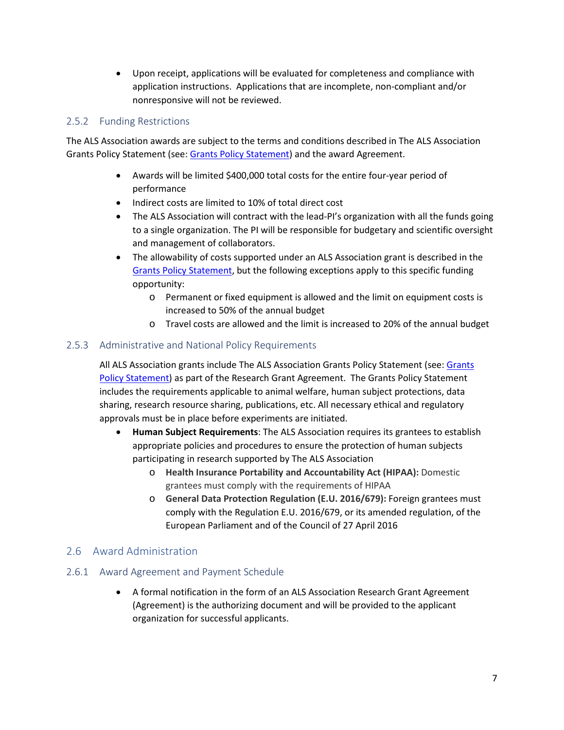- Upon receipt, applications will be evaluated for completeness and compliance with application instructions. Applications that are incomplete, non-compliant and/or nonresponsive will not be reviewed.

### 2.5.2 Funding Restrictions

The ALS Association awards are subject to the terms and conditions described in The ALS Association Grants Policy Statement (see: [Grants Policy Statement]) and the award Agreement.

- Awards will be limited $400,000 total costs for the entire four-year period of performance
- Indirect costs are limited to 10% of total direct cost
- The ALS Association will contract with the lead-PI's organization with all the funds going to a single organization. The PI will be responsible for budgetary and scientific oversight and management of collaborators.
- The allowability of costs supported under an ALS Association grant is described in the [Grants Policy Statement], but the following exceptions apply to this specific funding opportunity:
  - Permanent or fixed equipment is allowed and the limit on equipment costs is increased to 50% of the annual budget
  - Travel costs are allowed and the limit is increased to 20% of the annual budget

### 2.5.3 Administrative and National Policy Requirements

All ALS Association grants include The ALS Association Grants Policy Statement (see: [Grants Policy Statement]) as part of the Research Grant Agreement. The Grants Policy Statement includes the requirements applicable to animal welfare, human subject protections, data sharing, research resource sharing, publications, etc. All necessary ethical and regulatory approvals must be in place before experiments are initiated.

- **Human Subject Requirements**: The ALS Association requires its grantees to establish appropriate policies and procedures to ensure the protection of human subjects participating in research supported by The ALS Association
  - **Health Insurance Portability and Accountability Act (HIPAA):** Domestic grantees must comply with the requirements of HIPAA
  - **General Data Protection Regulation (E.U. 2016/679):** Foreign grantees must comply with the Regulation E.U. 2016/679, or its amended regulation, of the European Parliament and of the Council of 27 April 2016

## 2.6 Award Administration

### 2.6.1 Award Agreement and Payment Schedule

- A formal notification in the form of an ALS Association Research Grant Agreement (Agreement) is the authorizing document and will be provided to the applicant organization for successful applicants.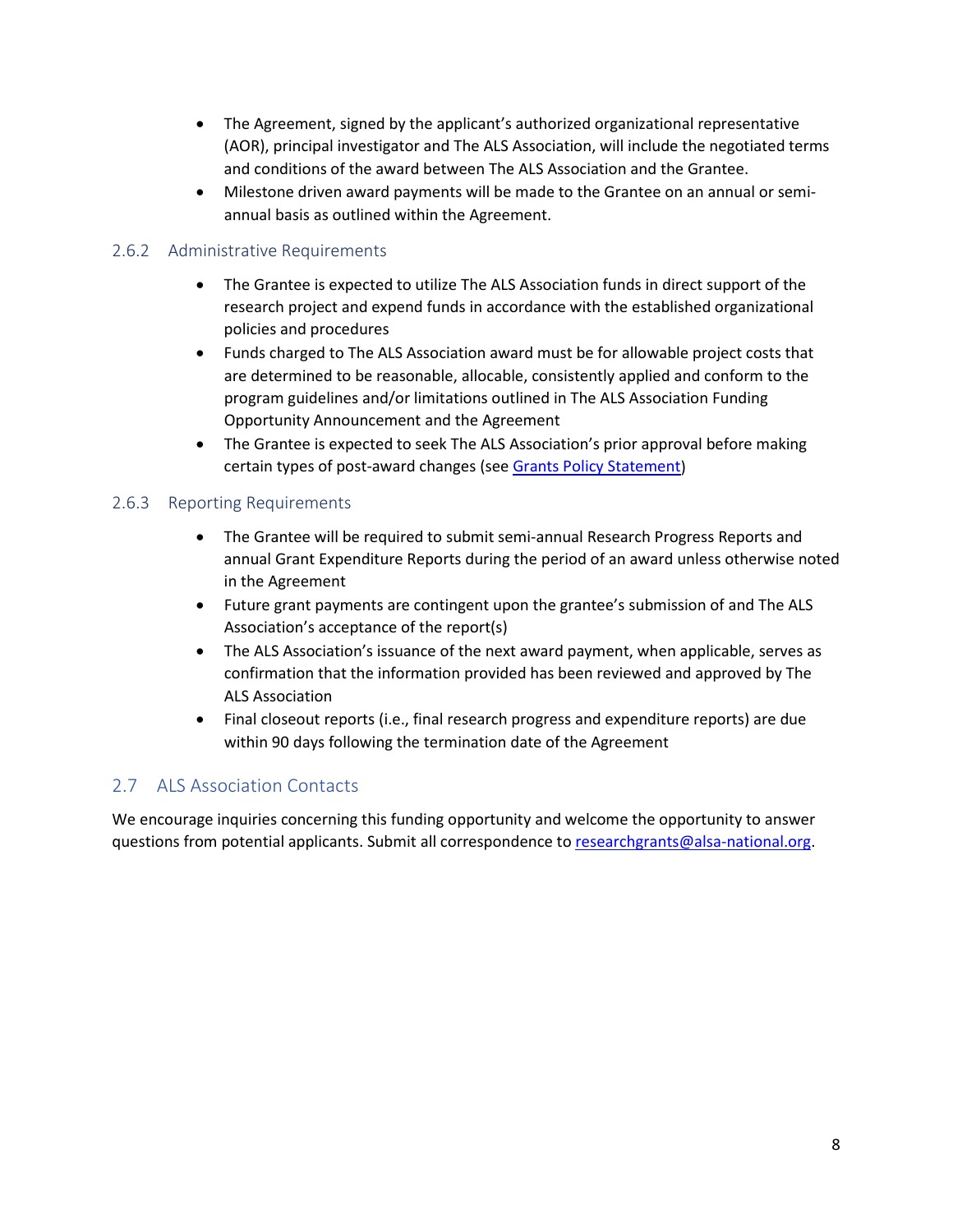- The Agreement, signed by the applicant's authorized organizational representative (AOR), principal investigator and The ALS Association, will include the negotiated terms and conditions of the award between The ALS Association and the Grantee.
- Milestone driven award payments will be made to the Grantee on an annual or semi-annual basis as outlined within the Agreement.

### 2.6.2 Administrative Requirements

- The Grantee is expected to utilize The ALS Association funds in direct support of the research project and expend funds in accordance with the established organizational policies and procedures
- Funds charged to The ALS Association award must be for allowable project costs that are determined to be reasonable, allocable, consistently applied and conform to the program guidelines and/or limitations outlined in The ALS Association Funding Opportunity Announcement and the Agreement
- The Grantee is expected to seek The ALS Association's prior approval before making certain types of post-award changes (see [Grants Policy Statement])

### 2.6.3 Reporting Requirements

- The Grantee will be required to submit semi-annual Research Progress Reports and annual Grant Expenditure Reports during the period of an award unless otherwise noted in the Agreement
- Future grant payments are contingent upon the grantee's submission of and The ALS Association's acceptance of the report(s)
- The ALS Association's issuance of the next award payment, when applicable, serves as confirmation that the information provided has been reviewed and approved by The ALS Association
- Final closeout reports (i.e., final research progress and expenditure reports) are due within 90 days following the termination date of the Agreement

## 2.7 ALS Association Contacts

We encourage inquiries concerning this funding opportunity and welcome the opportunity to answer questions from potential applicants. Submit all correspondence to researchgrants@alsa-national.org.